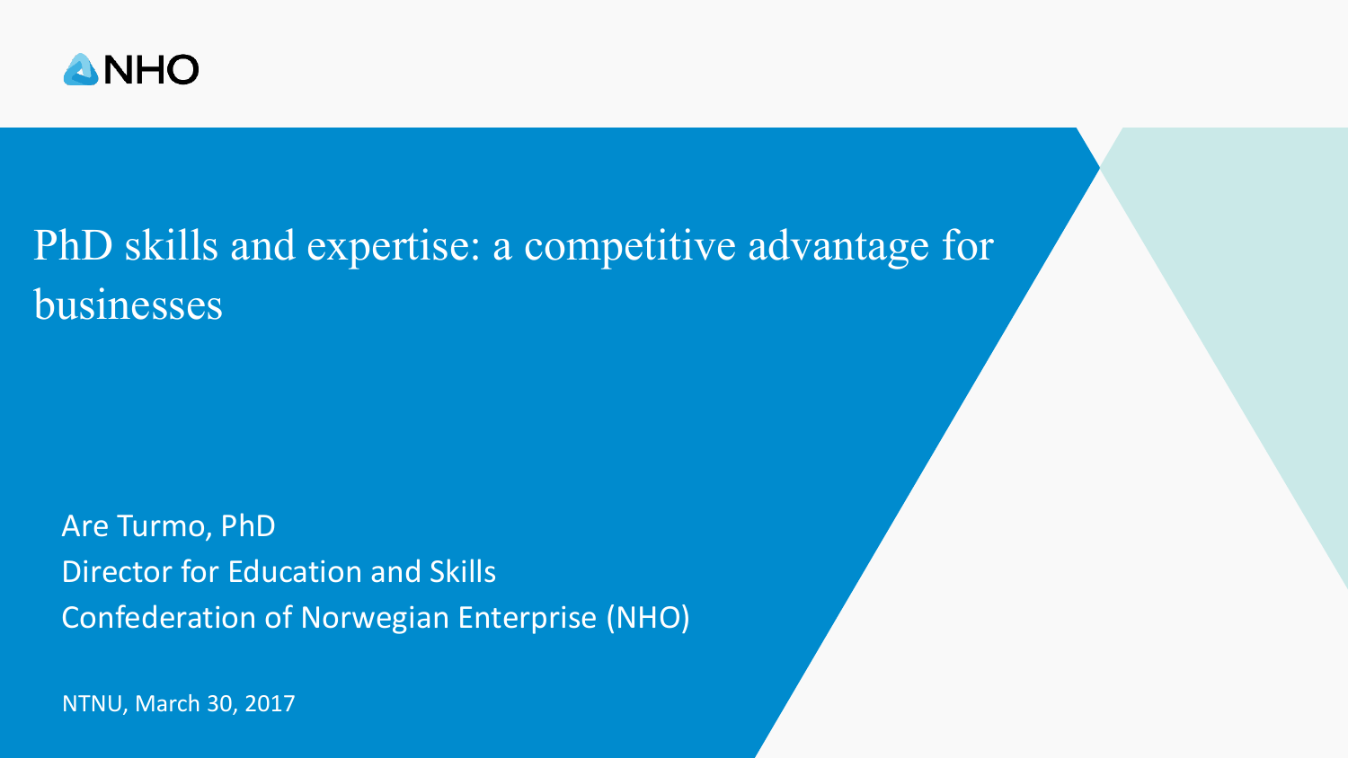NHO

# PhD skills and expertise: a competitive advantage for businesses

Are Turmo, PhD
Director for Education and Skills
Confederation of Norwegian Enterprise (NHO)

NTNU, March 30, 2017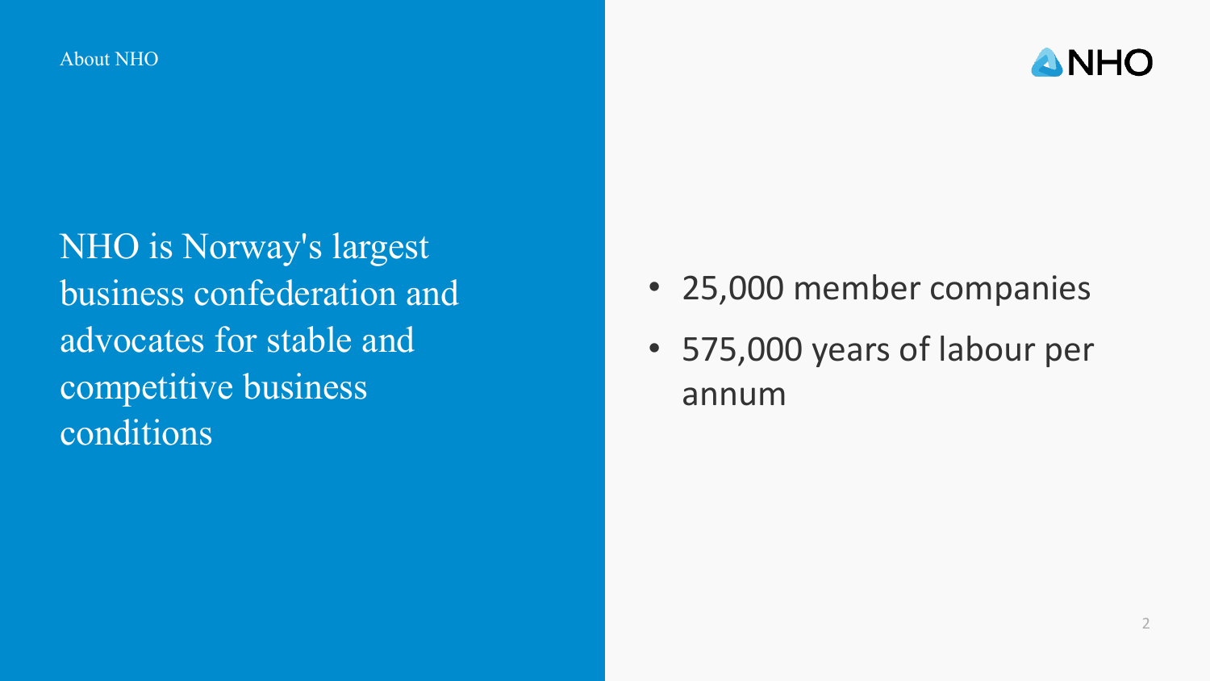About NHO

## NHO is Norway's largest business confederation and advocates for stable and competitive business conditions

- 25,000 member companies
- 575,000 years of labour per annum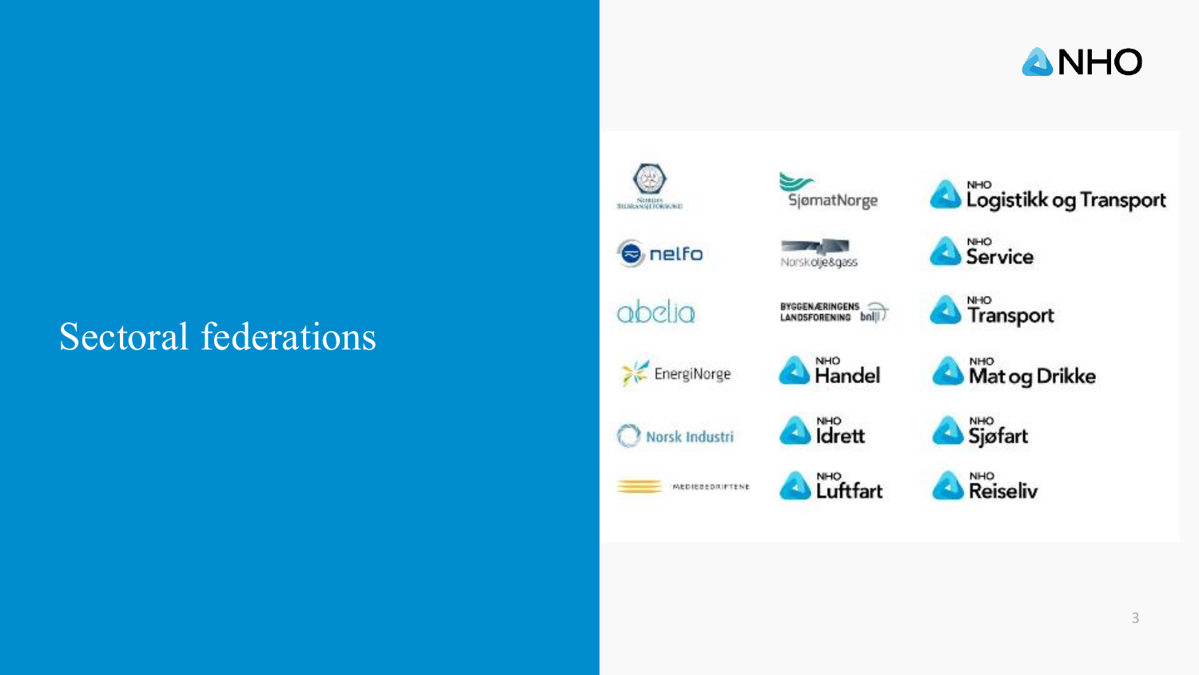# Sectoral federations

- Norges Bilbransjeforbund
- nelfo
- abelia
- EnergiNorge
- Norsk Industri
- Mediebedriftene
- SjømatNorge
- Norsk olje&gass
- Byggenæringens Landsforening bnl
- NHO Handel
- NHO Idrett
- NHO Luftfart
- NHO Logistikk og Transport
- NHO Service
- NHO Transport
- NHO Mat og Drikke
- NHO Sjøfart
- NHO Reiseliv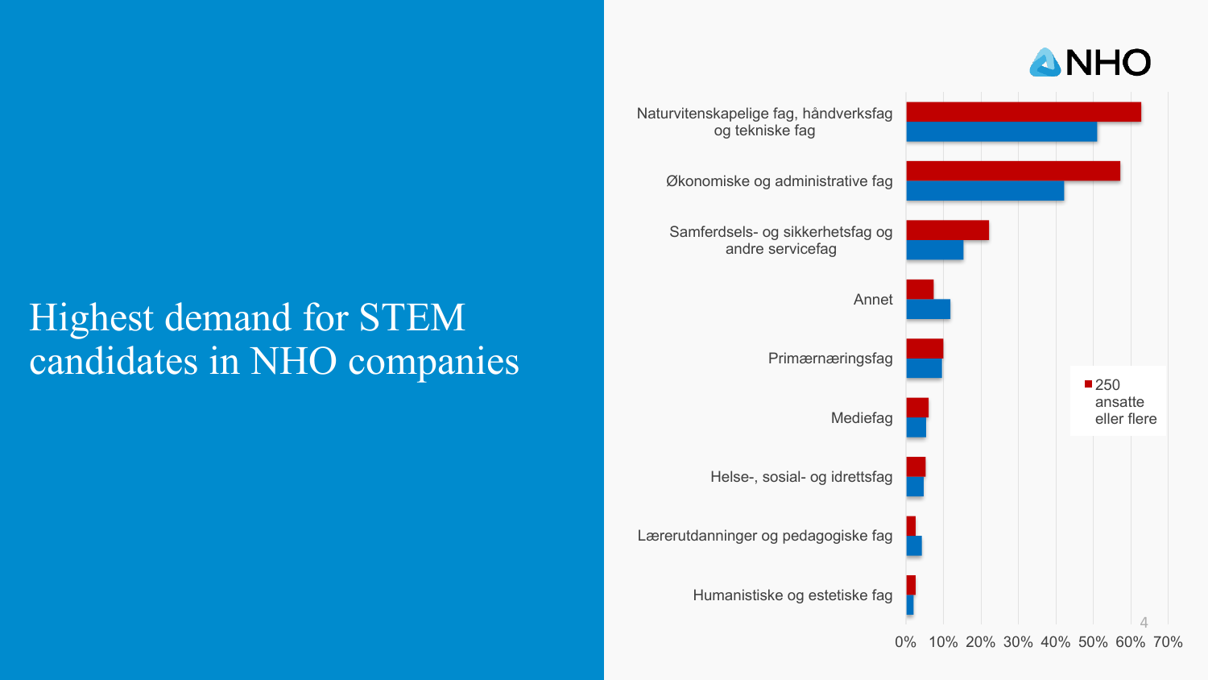# Highest demand for STEM candidates in NHO companies

NHO

| Fag | 250 ansatte eller flere |
|---|---|
| Naturvitenskapelige fag, håndverksfag og tekniske fag | |
| Økonomiske og administrative fag | |
| Samferdsels- og sikkerhetsfag og andre servicefag | |
| Annet | |
| Primærnæringsfag | |
| Mediefag | |
| Helse-, sosial- og idrettsfag | |
| Lærerutdanninger og pedagogiske fag | |
| Humanistiske og estetiske fag | |

0% 10% 20% 30% 40% 50% 60% 70%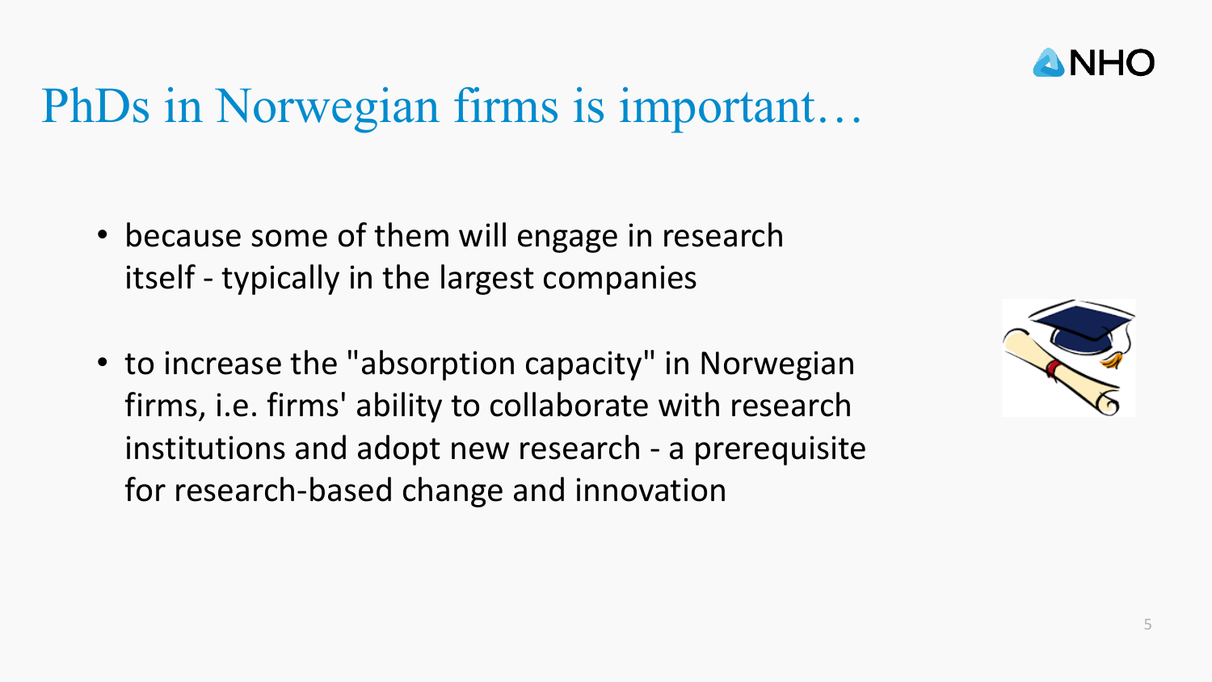# PhDs in Norwegian firms is important…

- because some of them will engage in research itself - typically in the largest companies
- to increase the "absorption capacity" in Norwegian firms, i.e. firms' ability to collaborate with research institutions and adopt new research - a prerequisite for research-based change and innovation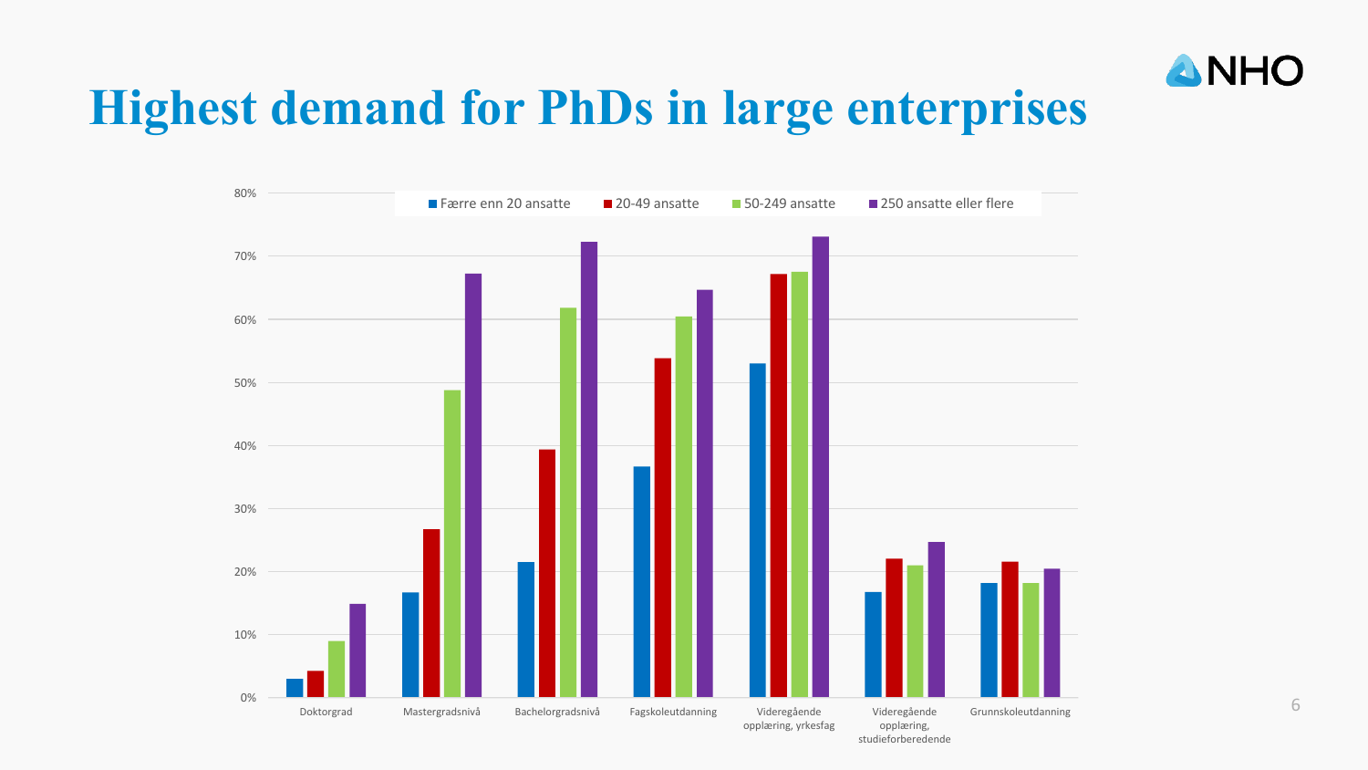# Highest demand for PhDs in large enterprises

| | Færre enn 20 ansatte | 20-49 ansatte | 50-249 ansatte | 250 ansatte eller flere |
|---|---|---|---|---|
| Doktorgrad | 3% | 4% | 9% | 15% |
| Mastergradsnivå | 17% | 27% | 49% | 67% |
| Bachelorgradsnivå | 22% | 39% | 62% | 72% |
| Fagskoleutdanning | 37% | 54% | 60% | 65% |
| Videregående opplæring, yrkesfag | 53% | 67% | 68% | 73% |
| Videregående opplæring, studieforberedende | 17% | 22% | 21% | 25% |
| Grunnskoleutdanning | 18% | 22% | 18% | 20% |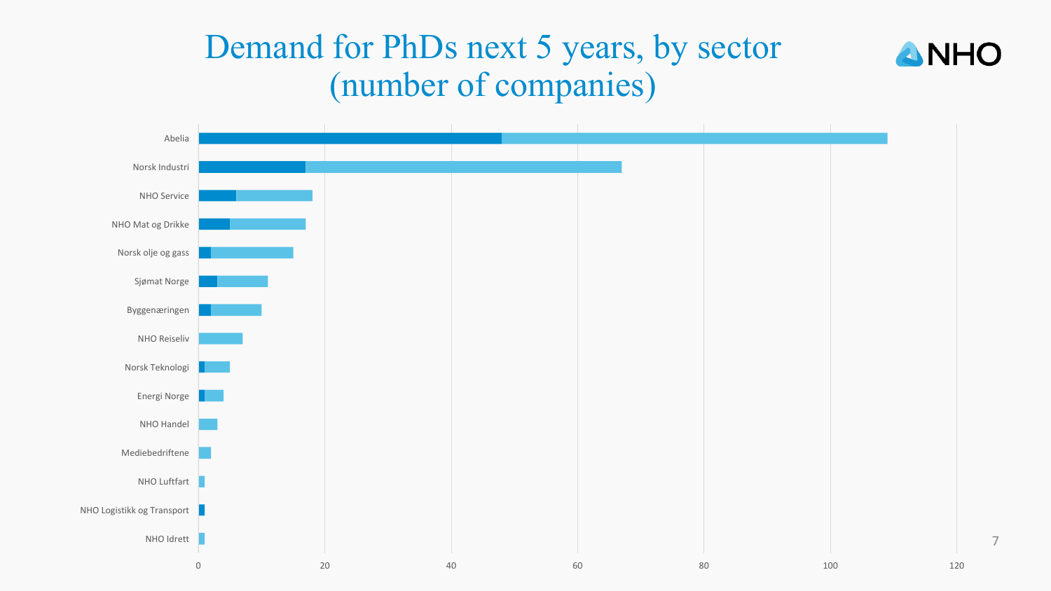# Demand for PhDs next 5 years, by sector (number of companies)

Abelia
Norsk Industri
NHO Service
NHO Mat og Drikke
Norsk olje og gass
Sjømat Norge
Byggenæringen
NHO Reiseliv
Norsk Teknologi
Energi Norge
NHO Handel
Mediebedriftene
NHO Luftfart
NHO Logistikk og Transport
NHO Idrett

0 20 40 60 80 100 120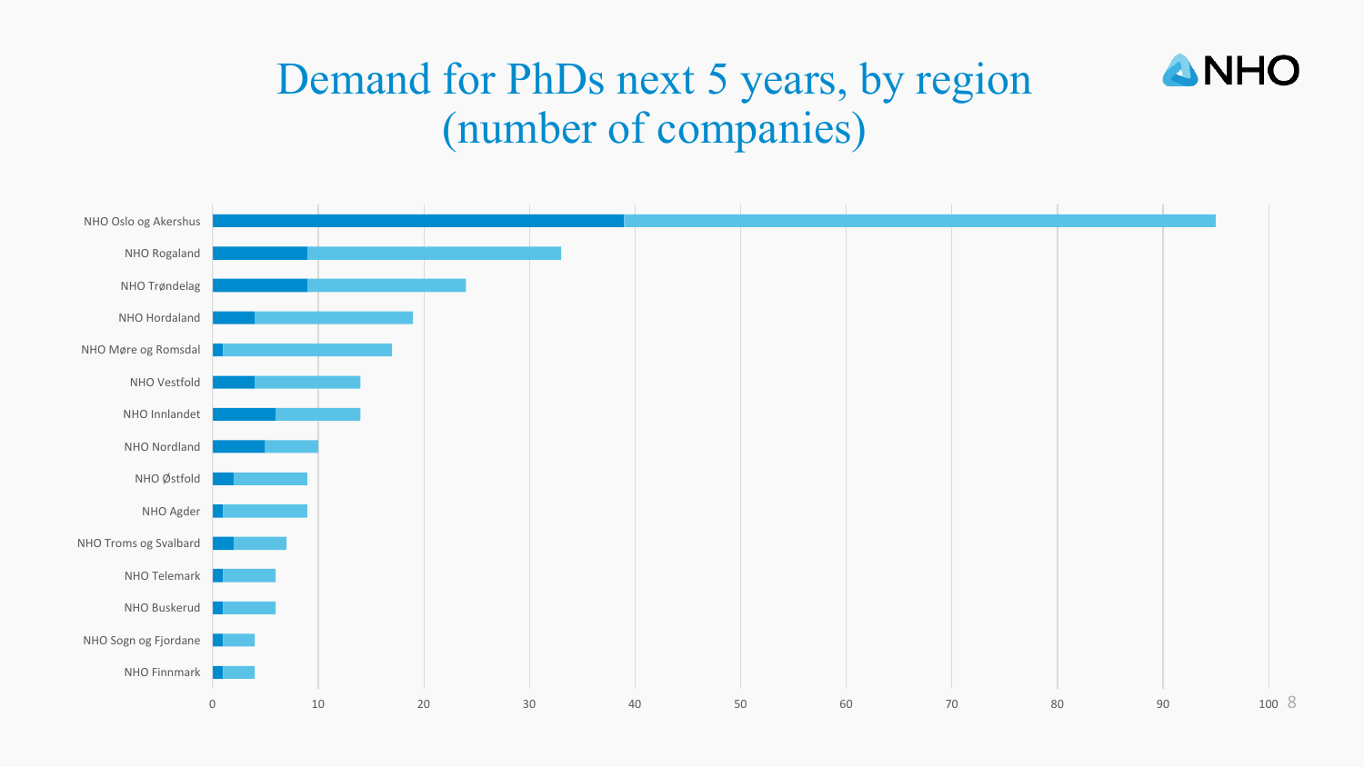# Demand for PhDs next 5 years, by region (number of companies)

NHO

NHO Oslo og Akershus
NHO Rogaland
NHO Trøndelag
NHO Hordaland
NHO Møre og Romsdal
NHO Vestfold
NHO Innlandet
NHO Nordland
NHO Østfold
NHO Agder
NHO Troms og Svalbard
NHO Telemark
NHO Buskerud
NHO Sogn og Fjordane
NHO Finnmark

0 10 20 30 40 50 60 70 80 90 100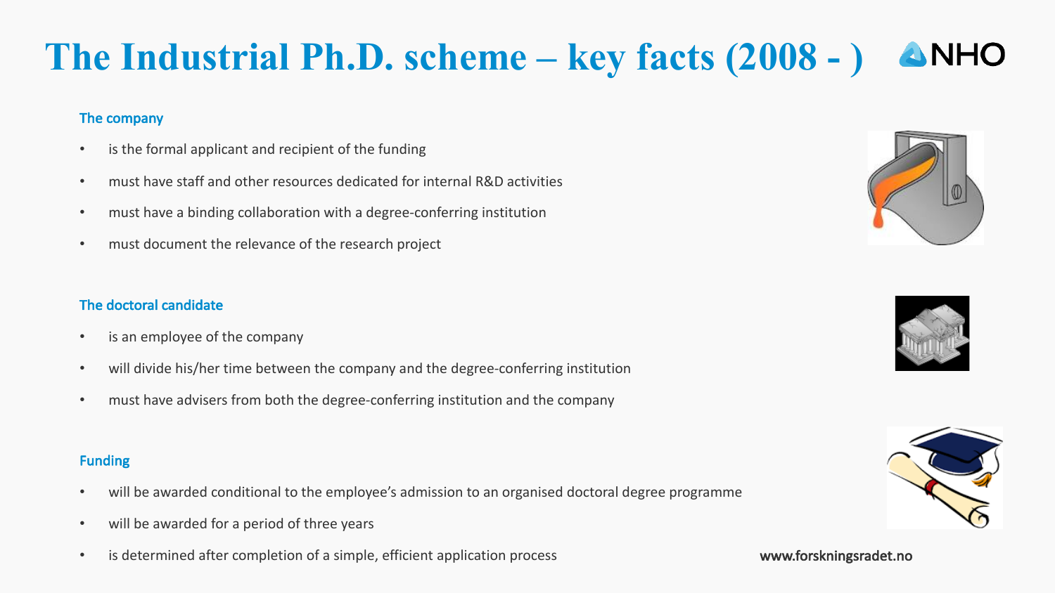# The Industrial Ph.D. scheme – key facts (2008 - )

### The company

- is the formal applicant and recipient of the funding
- must have staff and other resources dedicated for internal R&D activities
- must have a binding collaboration with a degree-conferring institution
- must document the relevance of the research project

### The doctoral candidate

- is an employee of the company
- will divide his/her time between the company and the degree-conferring institution
- must have advisers from both the degree-conferring institution and the company

### Funding

- will be awarded conditional to the employee's admission to an organised doctoral degree programme
- will be awarded for a period of three years
- is determined after completion of a simple, efficient application process

www.forskningsradet.no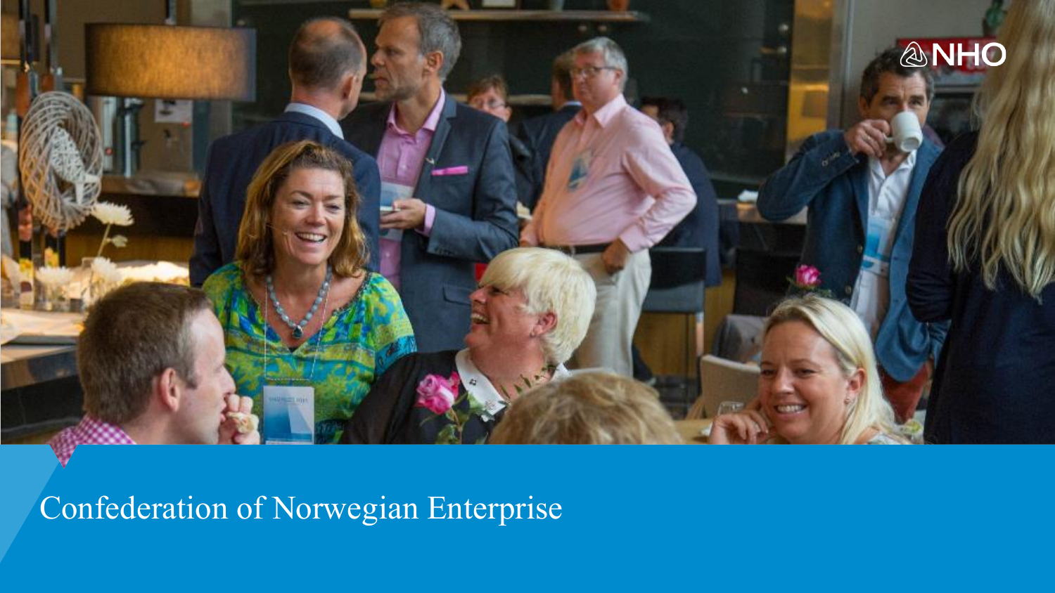NHO

Confederation of Norwegian Enterprise